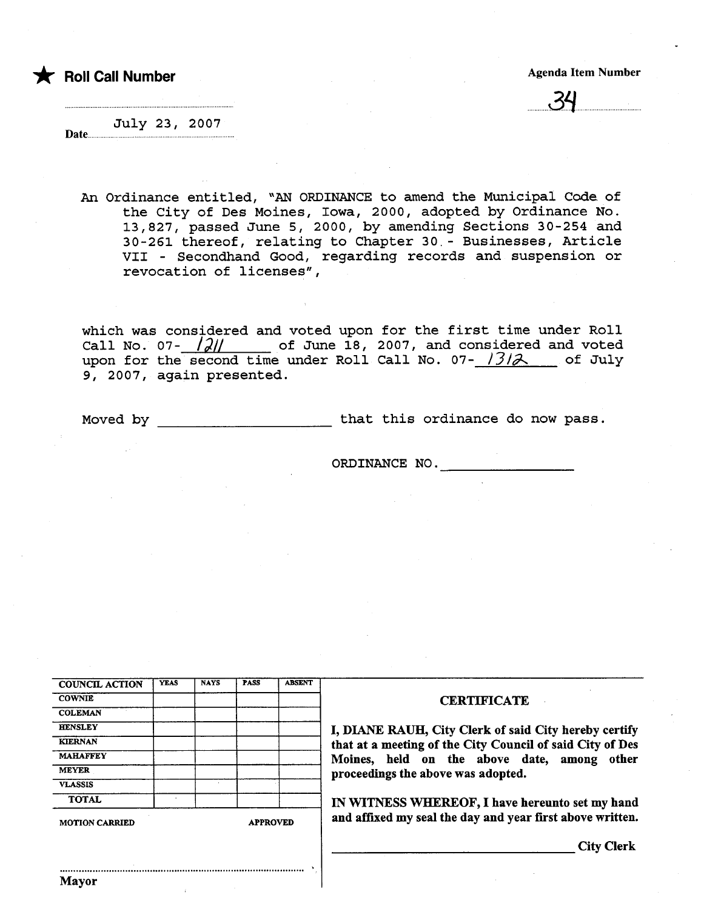★ **Roll Call Number**

**Agenda Item Number**

34

Date July 23, 2007

An Ordinance entitled, "AN ORDINANCE to amend the Municipal Code of the City of Des Moines, Iowa, 2000, adopted by Ordinance No. 13,827, passed June 5, 2000, by amending Sections 30-254 and 30-261 thereof, relating to Chapter 30 - Businesses, Article VII - Secondhand Good, regarding records and suspension or revocation of licenses",

which was considered and voted upon for the first time under Roll Call No. 07-1211 of June 18, 2007, and considered and voted upon for the second time under Roll Call No. 07-1312 of July 9, 2007, again presented.

Moved by ____________________ that this ordinance do now pass.

ORDINANCE NO. ______________

| COUNCIL ACTION | YEAS | NAYS | PASS | ABSENT |
|---|---|---|---|---|
| COWNIE | | | | |
| COLEMAN | | | | |
| HENSLEY | | | | |
| KIERNAN | | | | |
| MAHAFFEY | | | | |
| MEYER | | | | |
| VLASSIS | | | | |
| TOTAL | | | | |

MOTION CARRIED APPROVED

..............................................................

Mayor

**CERTIFICATE**

**I, DIANE RAUH, City Clerk of said City hereby certify that at a meeting of the City Council of said City of Des Moines, held on the above date, among other proceedings the above was adopted.**

**IN WITNESS WHEREOF, I have hereunto set my hand and affixed my seal the day and year first above written.**

______________________________ **City Clerk**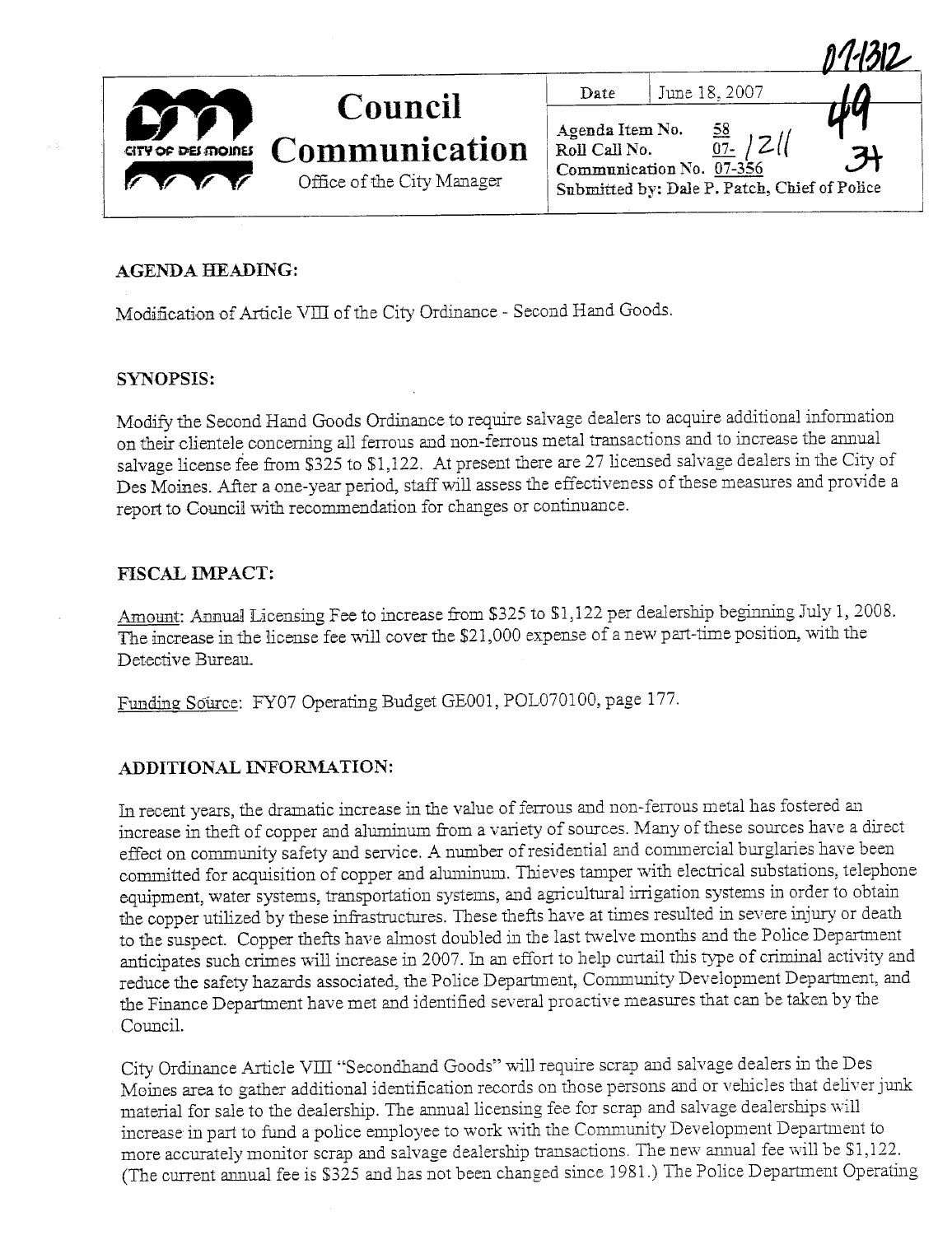07-1312

# Council Communication

Office of the City Manager

CITY OF DES MOINES

| Date | June 18, 2007 |
|---|---|
| Agenda Item No. | 58 |
| Roll Call No. | 07- 1211 |
| Communication No. | 07-356 |
| Submitted by: Dale P. Patch, Chief of Police | |

49

34

## AGENDA HEADING:

Modification of Article VIII of the City Ordinance - Second Hand Goods.

## SYNOPSIS:

Modify the Second Hand Goods Ordinance to require salvage dealers to acquire additional information on their clientele concerning all ferrous and non-ferrous metal transactions and to increase the annual salvage license fee from $325 to $1,122. At present there are 27 licensed salvage dealers in the City of Des Moines. After a one-year period, staff will assess the effectiveness of these measures and provide a report to Council with recommendation for changes or continuance.

## FISCAL IMPACT:

Amount: Annual Licensing Fee to increase from $325 to $1,122 per dealership beginning July 1, 2008. The increase in the license fee will cover the $21,000 expense of a new part-time position, with the Detective Bureau.

Funding Source: FY07 Operating Budget GE001, POL070100, page 177.

## ADDITIONAL INFORMATION:

In recent years, the dramatic increase in the value of ferrous and non-ferrous metal has fostered an increase in theft of copper and aluminum from a variety of sources. Many of these sources have a direct effect on community safety and service. A number of residential and commercial burglaries have been committed for acquisition of copper and aluminum. Thieves tamper with electrical substations, telephone equipment, water systems, transportation systems, and agricultural irrigation systems in order to obtain the copper utilized by these infrastructures. These thefts have at times resulted in severe injury or death to the suspect. Copper thefts have almost doubled in the last twelve months and the Police Department anticipates such crimes will increase in 2007. In an effort to help curtail this type of criminal activity and reduce the safety hazards associated, the Police Department, Community Development Department, and the Finance Department have met and identified several proactive measures that can be taken by the Council.

City Ordinance Article VIII "Secondhand Goods" will require scrap and salvage dealers in the Des Moines area to gather additional identification records on those persons and or vehicles that deliver junk material for sale to the dealership. The annual licensing fee for scrap and salvage dealerships will increase in part to fund a police employee to work with the Community Development Department to more accurately monitor scrap and salvage dealership transactions. The new annual fee will be $1,122. (The current annual fee is $325 and has not been changed since 1981.) The Police Department Operating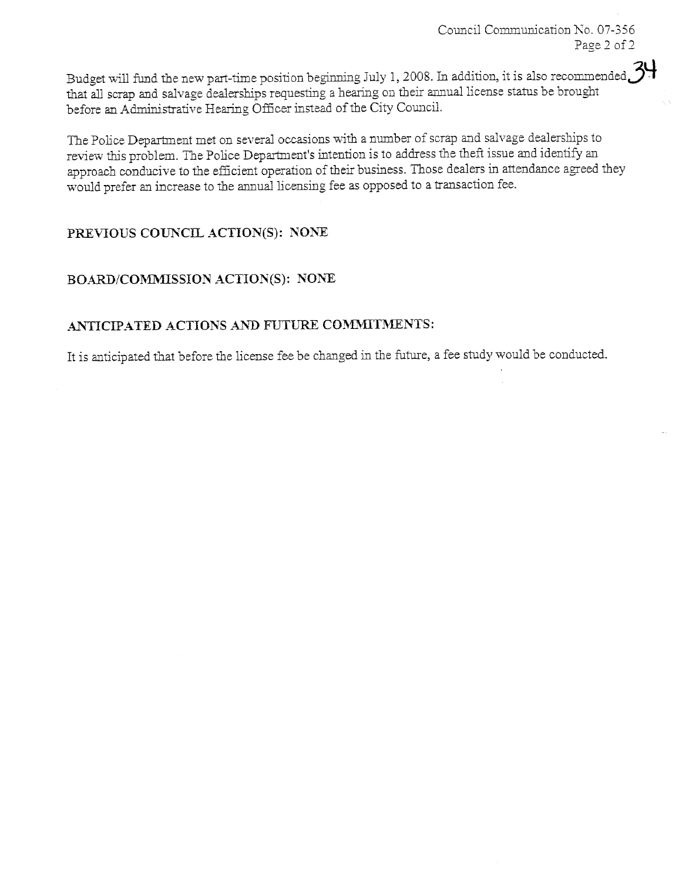Budget will fund the new part-time position beginning July 1, 2008. In addition, it is also recommended that all scrap and salvage dealerships requesting a hearing on their annual license status be brought before an Administrative Hearing Officer instead of the City Council.

The Police Department met on several occasions with a number of scrap and salvage dealerships to review this problem. The Police Department's intention is to address the theft issue and identify an approach conducive to the efficient operation of their business. Those dealers in attendance agreed they would prefer an increase to the annual licensing fee as opposed to a transaction fee.

**PREVIOUS COUNCIL ACTION(S): NONE**

**BOARD/COMMISSION ACTION(S): NONE**

**ANTICIPATED ACTIONS AND FUTURE COMMITMENTS:**

It is anticipated that before the license fee be changed in the future, a fee study would be conducted.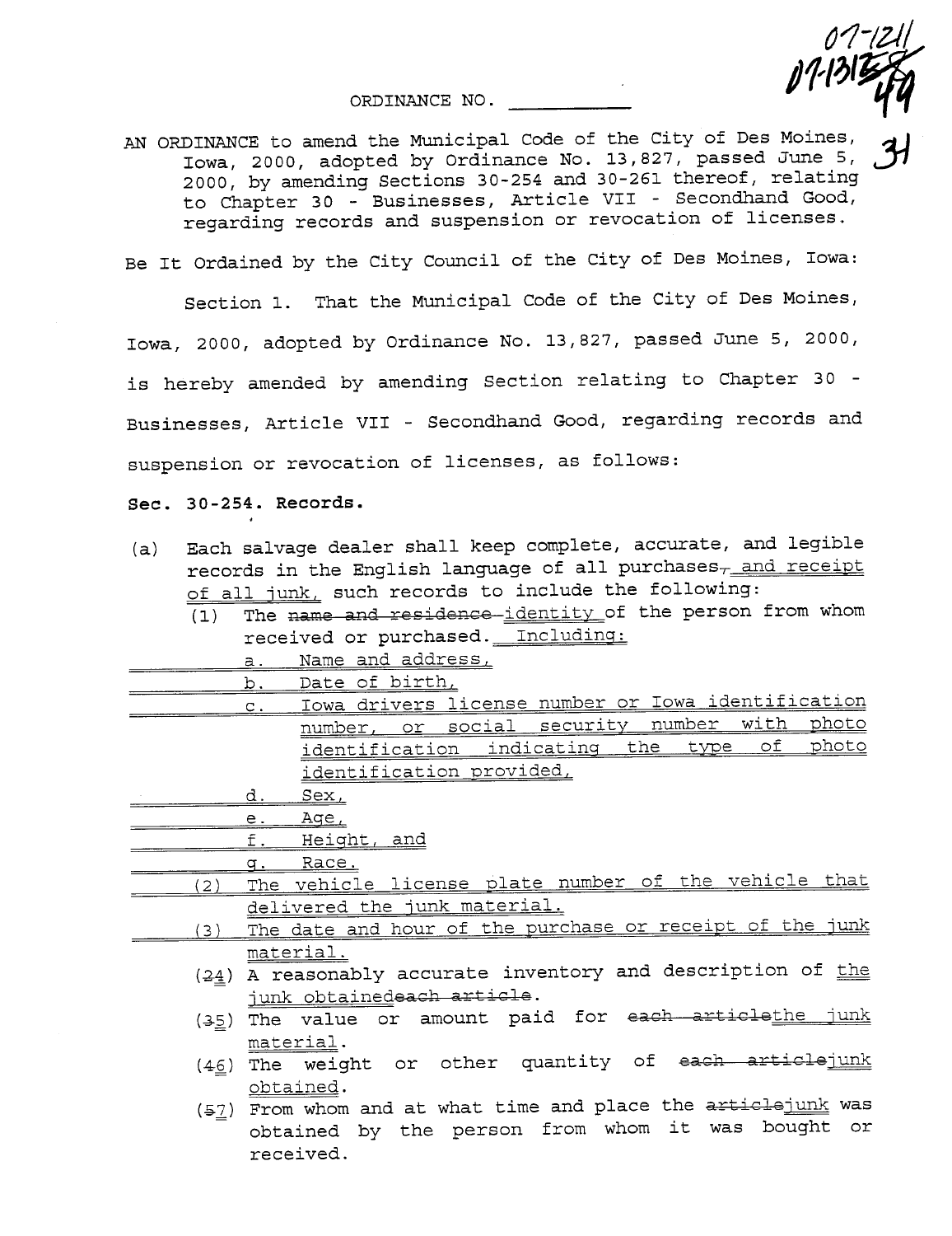07-1211
07-1315
49

31

ORDINANCE NO. ___________

AN ORDINANCE to amend the Municipal Code of the City of Des Moines, Iowa, 2000, adopted by Ordinance No. 13,827, passed June 5, 2000, by amending Sections 30-254 and 30-261 thereof, relating to Chapter 30 - Businesses, Article VII - Secondhand Good, regarding records and suspension or revocation of licenses.

Be It Ordained by the City Council of the City of Des Moines, Iowa:

Section 1. That the Municipal Code of the City of Des Moines, Iowa, 2000, adopted by Ordinance No. 13,827, passed June 5, 2000, is hereby amended by amending Section relating to Chapter 30 - Businesses, Article VII - Secondhand Good, regarding records and suspension or revocation of licenses, as follows:

**Sec. 30-254. Records.**

(a) Each salvage dealer shall keep complete, accurate, and legible records in the English language of all purchases~~,~~ and receipt of all junk, such records to include the following:

(1) The ~~name and residence~~ identity of the person from whom received or purchased. Including:

a. Name and address,

b. Date of birth,

c. Iowa drivers license number or Iowa identification number, or social security number with photo identification indicating the type of photo identification provided,

d. Sex,

e. Age,

f. Height, and

g. Race.

(2) The vehicle license plate number of the vehicle that delivered the junk material.

(3) The date and hour of the purchase or receipt of the junk material.

(~~2~~4) A reasonably accurate inventory and description of the junk obtained~~each article~~.

(~~3~~5) The value or amount paid for ~~each article~~the junk material.

(~~4~~6) The weight or other quantity of ~~each article~~junk obtained.

(~~5~~7) From whom and at what time and place the ~~article~~junk was obtained by the person from whom it was bought or received.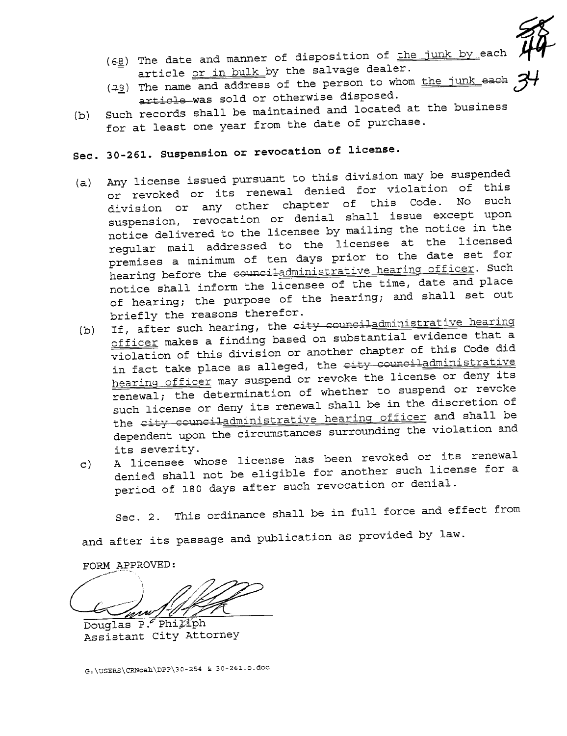(~~6~~8) The date and manner of disposition of <u>the junk by</u> each article <u>or in bulk</u> by the salvage dealer.

(~~7~~9) The name and address of the person to whom <u>the junk</u> ~~each article~~ was sold or otherwise disposed.

(b) Such records shall be maintained and located at the business for at least one year from the date of purchase.

**Sec. 30-261. Suspension or revocation of license.**

(a) Any license issued pursuant to this division may be suspended or revoked or its renewal denied for violation of this division or any other chapter of this Code. No such suspension, revocation or denial shall issue except upon notice delivered to the licensee by mailing the notice in the regular mail addressed to the licensee at the licensed premises a minimum of ten days prior to the date set for hearing before the ~~council~~<u>administrative hearing officer</u>. Such notice shall inform the licensee of the time, date and place of hearing; the purpose of the hearing; and shall set out briefly the reasons therefor.

(b) If, after such hearing, the ~~city council~~<u>administrative hearing officer</u> makes a finding based on substantial evidence that a violation of this division or another chapter of this Code did in fact take place as alleged, the ~~city council~~<u>administrative hearing officer</u> may suspend or revoke the license or deny its renewal; the determination of whether to suspend or revoke such license or deny its renewal shall be in the discretion of the ~~city council~~<u>administrative hearing officer</u> and shall be dependent upon the circumstances surrounding the violation and its severity.

c) A licensee whose license has been revoked or its renewal denied shall not be eligible for another such license for a period of 180 days after such revocation or denial.

Sec. 2. This ordinance shall be in full force and effect from and after its passage and publication as provided by law.

FORM APPROVED:

Douglas P. Philiph
Assistant City Attorney

G:\USERS\CRNoah\DPP\30-254 & 30-261.o.doc